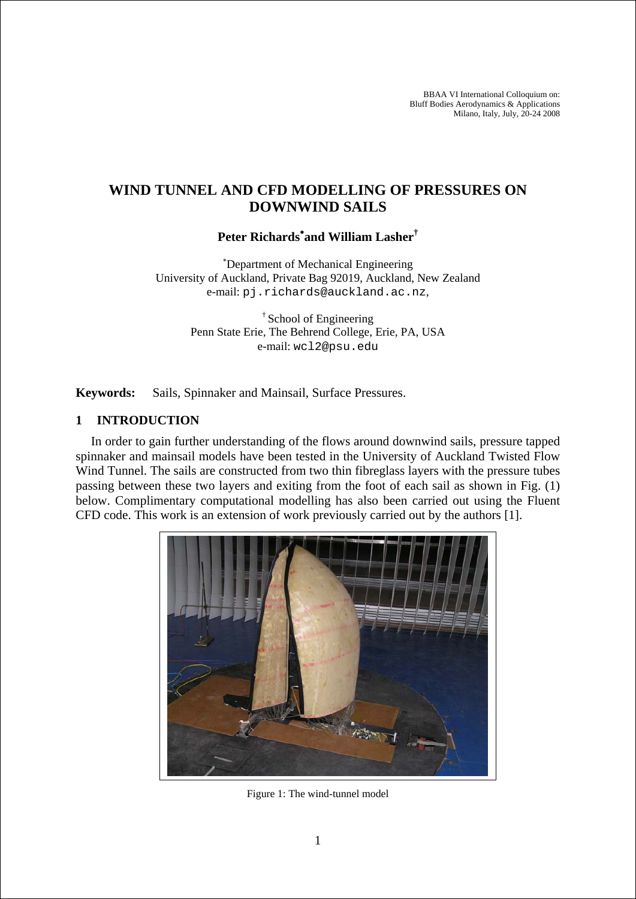# WIND TUNNEL AND CFD MODELLING OF PRESSURES ON DOWNWIND SAILS

**Peter Richards[*] and William Lasher[†]**

[*] Department of Mechanical Engineering
University of Auckland, Private Bag 92019, Auckland, New Zealand
e-mail: pj.richards@auckland.ac.nz,

[†] School of Engineering
Penn State Erie, The Behrend College, Erie, PA, USA
e-mail: wcl2@psu.edu

**Keywords:** Sails, Spinnaker and Mainsail, Surface Pressures.

## 1 INTRODUCTION

In order to gain further understanding of the flows around downwind sails, pressure tapped spinnaker and mainsail models have been tested in the University of Auckland Twisted Flow Wind Tunnel. The sails are constructed from two thin fibreglass layers with the pressure tubes passing between these two layers and exiting from the foot of each sail as shown in Fig. (1) below. Complimentary computational modelling has also been carried out using the Fluent CFD code. This work is an extension of work previously carried out by the authors [1].

Figure 1: The wind-tunnel model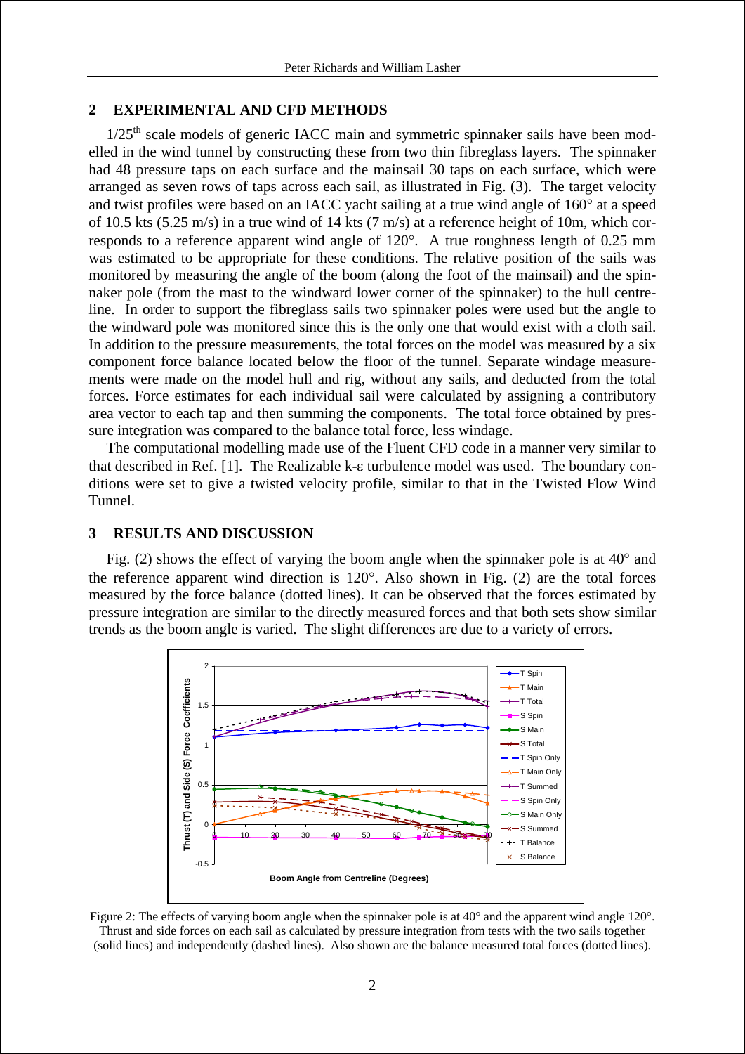## 2 EXPERIMENTAL AND CFD METHODS

1/25[th] scale models of generic IACC main and symmetric spinnaker sails have been modelled in the wind tunnel by constructing these from two thin fibreglass layers. The spinnaker had 48 pressure taps on each surface and the mainsail 30 taps on each surface, which were arranged as seven rows of taps across each sail, as illustrated in Fig. (3). The target velocity and twist profiles were based on an IACC yacht sailing at a true wind angle of 160° at a speed of 10.5 kts (5.25 m/s) in a true wind of 14 kts (7 m/s) at a reference height of 10m, which corresponds to a reference apparent wind angle of 120°. A true roughness length of 0.25 mm was estimated to be appropriate for these conditions. The relative position of the sails was monitored by measuring the angle of the boom (along the foot of the mainsail) and the spinnaker pole (from the mast to the windward lower corner of the spinnaker) to the hull centreline. In order to support the fibreglass sails two spinnaker poles were used but the angle to the windward pole was monitored since this is the only one that would exist with a cloth sail. In addition to the pressure measurements, the total forces on the model was measured by a six component force balance located below the floor of the tunnel. Separate windage measurements were made on the model hull and rig, without any sails, and deducted from the total forces. Force estimates for each individual sail were calculated by assigning a contributory area vector to each tap and then summing the components. The total force obtained by pressure integration was compared to the balance total force, less windage.

The computational modelling made use of the Fluent CFD code in a manner very similar to that described in Ref. [1]. The Realizable k-ε turbulence model was used. The boundary conditions were set to give a twisted velocity profile, similar to that in the Twisted Flow Wind Tunnel.

## 3 RESULTS AND DISCUSSION

Fig. (2) shows the effect of varying the boom angle when the spinnaker pole is at 40° and the reference apparent wind direction is 120°. Also shown in Fig. (2) are the total forces measured by the force balance (dotted lines). It can be observed that the forces estimated by pressure integration are similar to the directly measured forces and that both sets show similar trends as the boom angle is varied. The slight differences are due to a variety of errors.

Figure 2: The effects of varying boom angle when the spinnaker pole is at 40° and the apparent wind angle 120°. Thrust and side forces on each sail as calculated by pressure integration from tests with the two sails together (solid lines) and independently (dashed lines). Also shown are the balance measured total forces (dotted lines).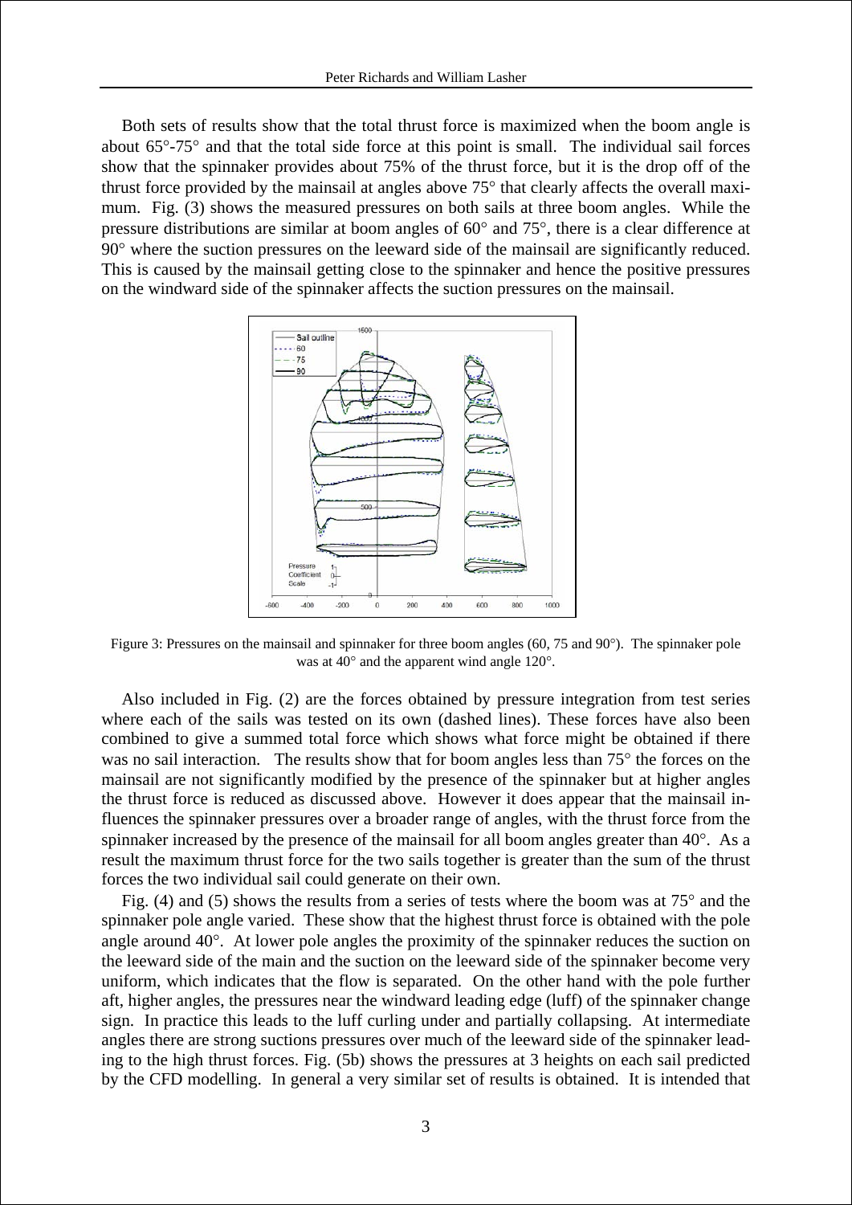Both sets of results show that the total thrust force is maximized when the boom angle is about 65°-75° and that the total side force at this point is small. The individual sail forces show that the spinnaker provides about 75% of the thrust force, but it is the drop off of the thrust force provided by the mainsail at angles above 75° that clearly affects the overall maximum. Fig. (3) shows the measured pressures on both sails at three boom angles. While the pressure distributions are similar at boom angles of 60° and 75°, there is a clear difference at 90° where the suction pressures on the leeward side of the mainsail are significantly reduced. This is caused by the mainsail getting close to the spinnaker and hence the positive pressures on the windward side of the spinnaker affects the suction pressures on the mainsail.

Figure 3: Pressures on the mainsail and spinnaker for three boom angles (60, 75 and 90°). The spinnaker pole was at 40° and the apparent wind angle 120°.

Also included in Fig. (2) are the forces obtained by pressure integration from test series where each of the sails was tested on its own (dashed lines). These forces have also been combined to give a summed total force which shows what force might be obtained if there was no sail interaction. The results show that for boom angles less than 75° the forces on the mainsail are not significantly modified by the presence of the spinnaker but at higher angles the thrust force is reduced as discussed above. However it does appear that the mainsail influences the spinnaker pressures over a broader range of angles, with the thrust force from the spinnaker increased by the presence of the mainsail for all boom angles greater than 40°. As a result the maximum thrust force for the two sails together is greater than the sum of the thrust forces the two individual sail could generate on their own.

Fig. (4) and (5) shows the results from a series of tests where the boom was at 75° and the spinnaker pole angle varied. These show that the highest thrust force is obtained with the pole angle around 40°. At lower pole angles the proximity of the spinnaker reduces the suction on the leeward side of the main and the suction on the leeward side of the spinnaker become very uniform, which indicates that the flow is separated. On the other hand with the pole further aft, higher angles, the pressures near the windward leading edge (luff) of the spinnaker change sign. In practice this leads to the luff curling under and partially collapsing. At intermediate angles there are strong suctions pressures over much of the leeward side of the spinnaker leading to the high thrust forces. Fig. (5b) shows the pressures at 3 heights on each sail predicted by the CFD modelling. In general a very similar set of results is obtained. It is intended that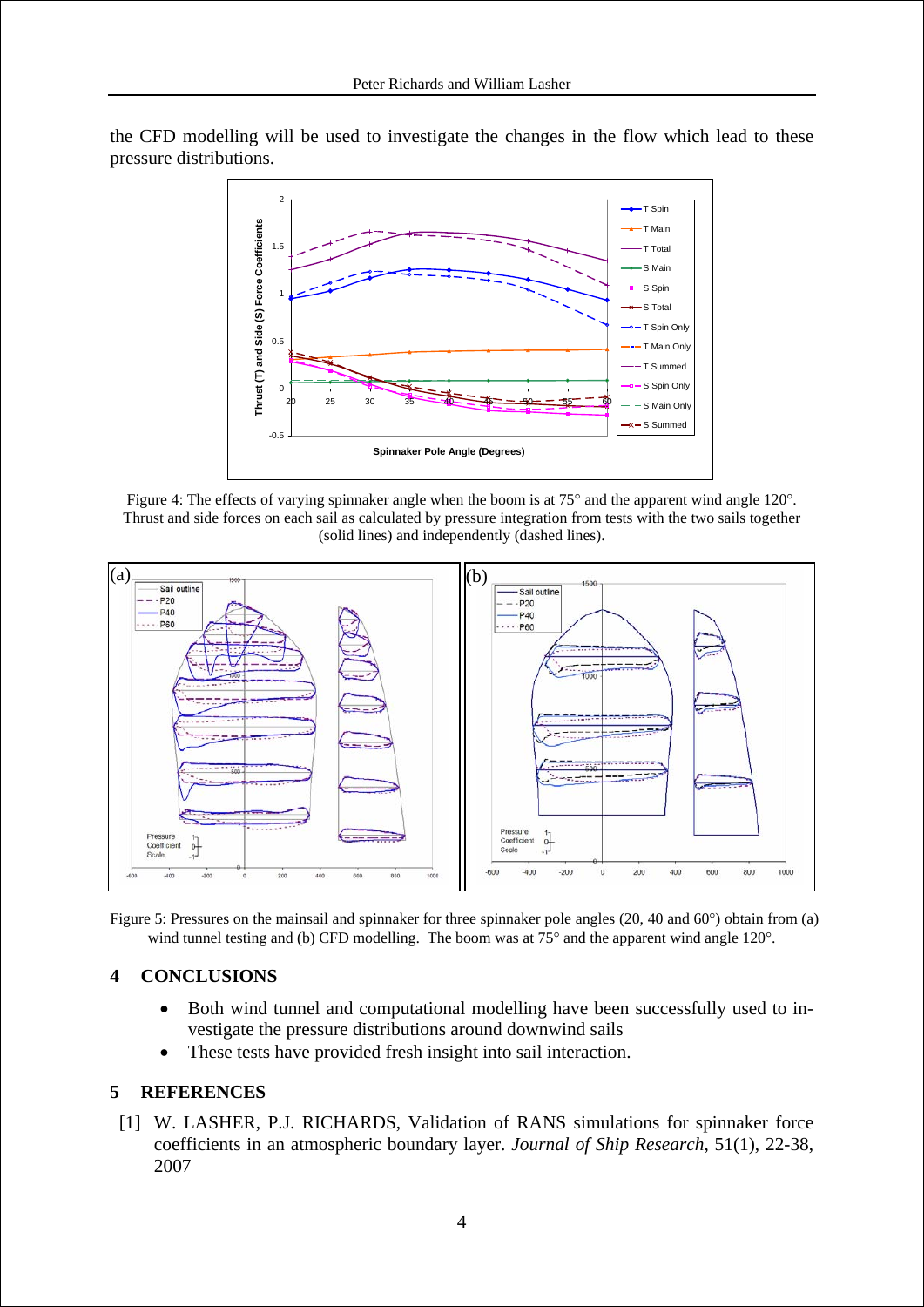the CFD modelling will be used to investigate the changes in the flow which lead to these pressure distributions.

2
1.5
1
0.5
0
-0.5
20 25 30 35 40 45 50 55 60
Thrust (T) and Side (S) Force Coefficients
Spinnaker Pole Angle (Degrees)
T Spin
T Main
T Total
S Main
S Spin
S Total
T Spin Only
T Main Only
T Summed
S Spin Only
S Main Only
S Summed

Figure 4: The effects of varying spinnaker angle when the boom is at 75° and the apparent wind angle 120°. Thrust and side forces on each sail as calculated by pressure integration from tests with the two sails together (solid lines) and independently (dashed lines).

(a)
Sail outline
P20
P40
P60
1500
1000
500
0
Pressure Coefficient Scale
1
0
-1
-600 -400 -200 0 200 400 600 800 1000

(b)
Sail outline
P20
P40
P60
1500
1000
500
0
Pressure Coefficient Scale
1
0
-1
-600 -400 -200 0 200 400 600 800 1000

Figure 5: Pressures on the mainsail and spinnaker for three spinnaker pole angles (20, 40 and 60°) obtain from (a) wind tunnel testing and (b) CFD modelling. The boom was at 75° and the apparent wind angle 120°.

## 4 CONCLUSIONS

- Both wind tunnel and computational modelling have been successfully used to investigate the pressure distributions around downwind sails
- These tests have provided fresh insight into sail interaction.

## 5 REFERENCES

[1] W. LASHER, P.J. RICHARDS, Validation of RANS simulations for spinnaker force coefficients in an atmospheric boundary layer. *Journal of Ship Research*, 51(1), 22-38, 2007